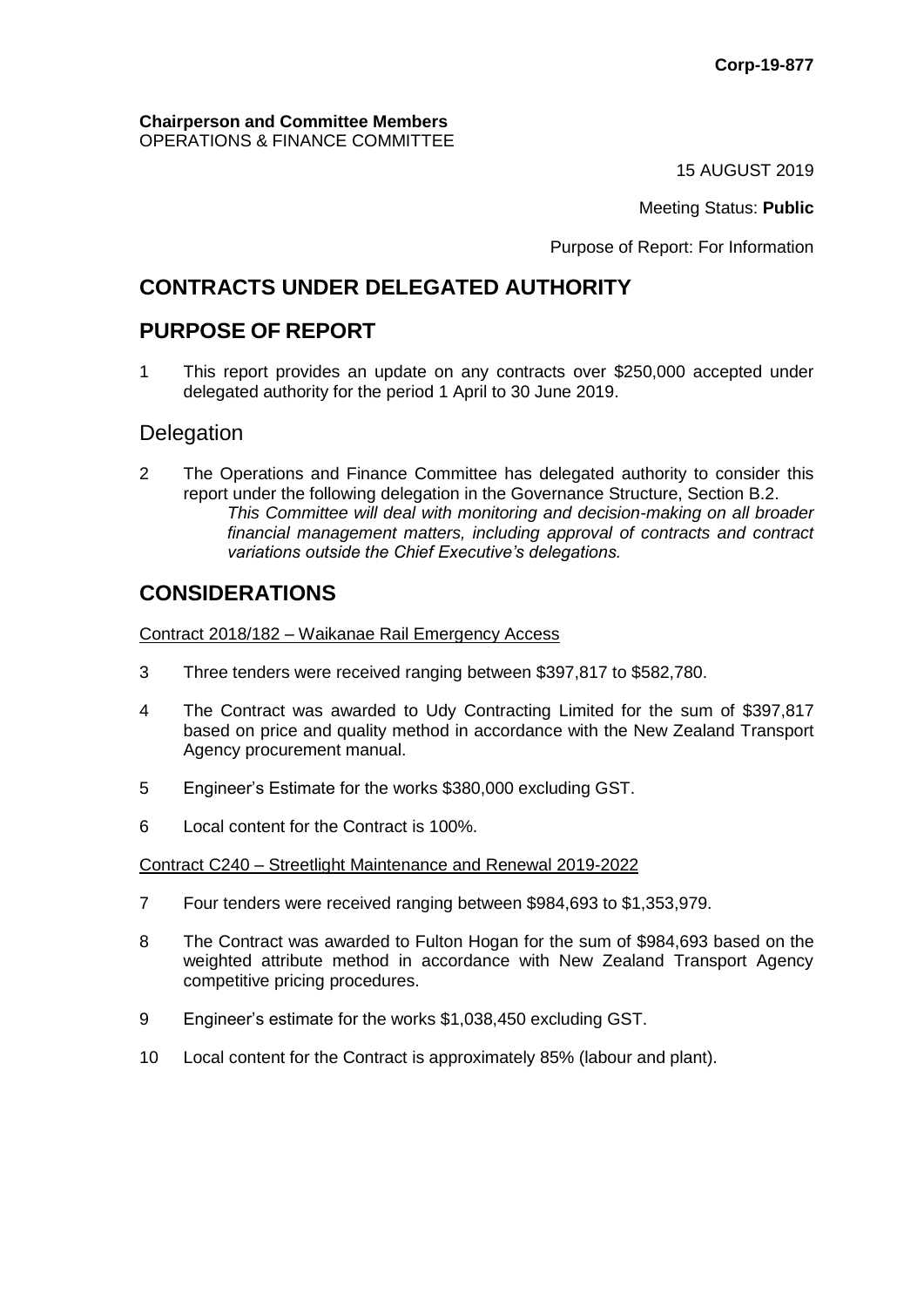**Corp-19-877**

**Chairperson and Committee Members**
OPERATIONS & FINANCE COMMITTEE

15 AUGUST 2019

Meeting Status: **Public**

Purpose of Report: For Information

# CONTRACTS UNDER DELEGATED AUTHORITY

# PURPOSE OF REPORT

1 This report provides an update on any contracts over $250,000 accepted under delegated authority for the period 1 April to 30 June 2019.

## Delegation

2 The Operations and Finance Committee has delegated authority to consider this report under the following delegation in the Governance Structure, Section B.2.

*This Committee will deal with monitoring and decision-making on all broader financial management matters, including approval of contracts and contract variations outside the Chief Executive's delegations.*

# CONSIDERATIONS

Contract 2018/182 – Waikanae Rail Emergency Access

3 Three tenders were received ranging between $397,817 to $582,780.

4 The Contract was awarded to Udy Contracting Limited for the sum of $397,817 based on price and quality method in accordance with the New Zealand Transport Agency procurement manual.

5 Engineer's Estimate for the works $380,000 excluding GST.

6 Local content for the Contract is 100%.

Contract C240 – Streetlight Maintenance and Renewal 2019-2022

7 Four tenders were received ranging between $984,693 to $1,353,979.

8 The Contract was awarded to Fulton Hogan for the sum of $984,693 based on the weighted attribute method in accordance with New Zealand Transport Agency competitive pricing procedures.

9 Engineer's estimate for the works $1,038,450 excluding GST.

10 Local content for the Contract is approximately 85% (labour and plant).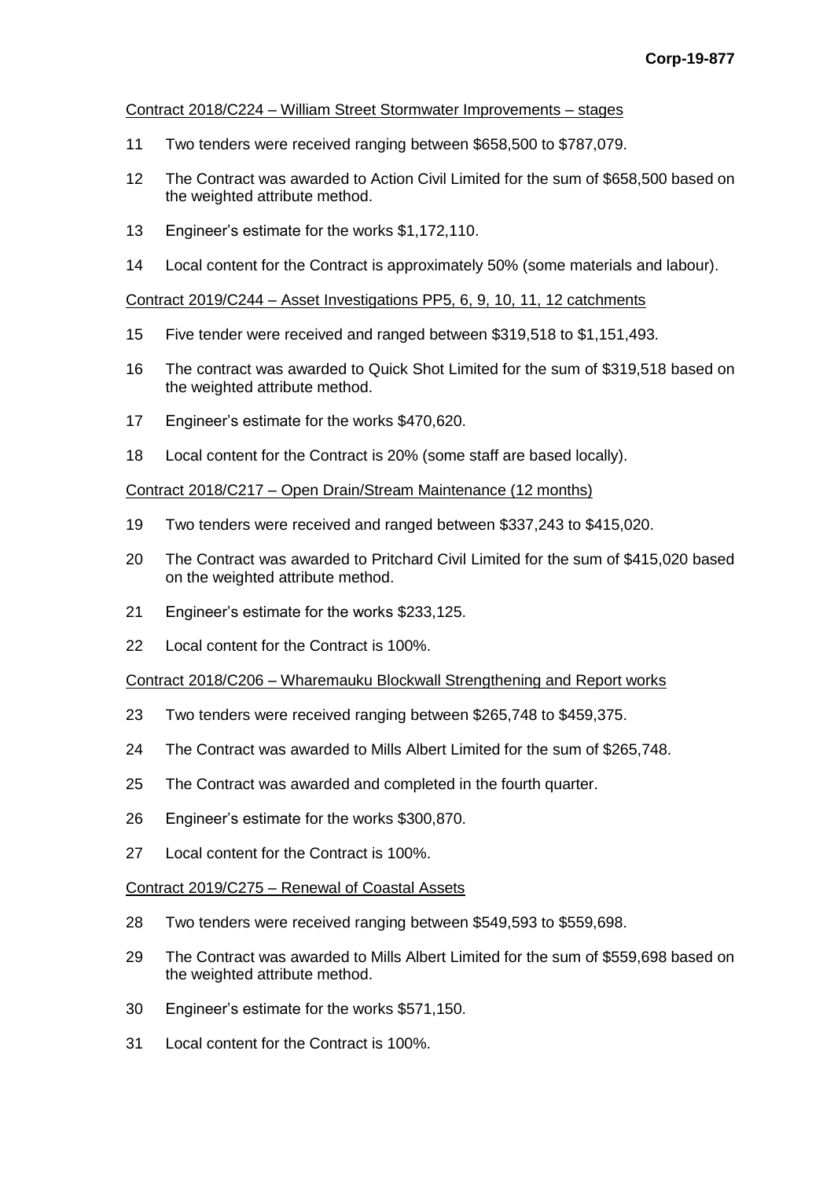Contract 2018/C224 – William Street Stormwater Improvements – stages

11 Two tenders were received ranging between $658,500 to $787,079.

12 The Contract was awarded to Action Civil Limited for the sum of $658,500 based on the weighted attribute method.

13 Engineer's estimate for the works $1,172,110.

14 Local content for the Contract is approximately 50% (some materials and labour).

Contract 2019/C244 – Asset Investigations PP5, 6, 9, 10, 11, 12 catchments

15 Five tender were received and ranged between $319,518 to $1,151,493.

16 The contract was awarded to Quick Shot Limited for the sum of $319,518 based on the weighted attribute method.

17 Engineer's estimate for the works $470,620.

18 Local content for the Contract is 20% (some staff are based locally).

Contract 2018/C217 – Open Drain/Stream Maintenance (12 months)

19 Two tenders were received and ranged between $337,243 to $415,020.

20 The Contract was awarded to Pritchard Civil Limited for the sum of $415,020 based on the weighted attribute method.

21 Engineer's estimate for the works $233,125.

22 Local content for the Contract is 100%.

Contract 2018/C206 – Wharemauku Blockwall Strengthening and Report works

23 Two tenders were received ranging between $265,748 to $459,375.

24 The Contract was awarded to Mills Albert Limited for the sum of $265,748.

25 The Contract was awarded and completed in the fourth quarter.

26 Engineer's estimate for the works $300,870.

27 Local content for the Contract is 100%.

Contract 2019/C275 – Renewal of Coastal Assets

28 Two tenders were received ranging between $549,593 to $559,698.

29 The Contract was awarded to Mills Albert Limited for the sum of $559,698 based on the weighted attribute method.

30 Engineer's estimate for the works $571,150.

31 Local content for the Contract is 100%.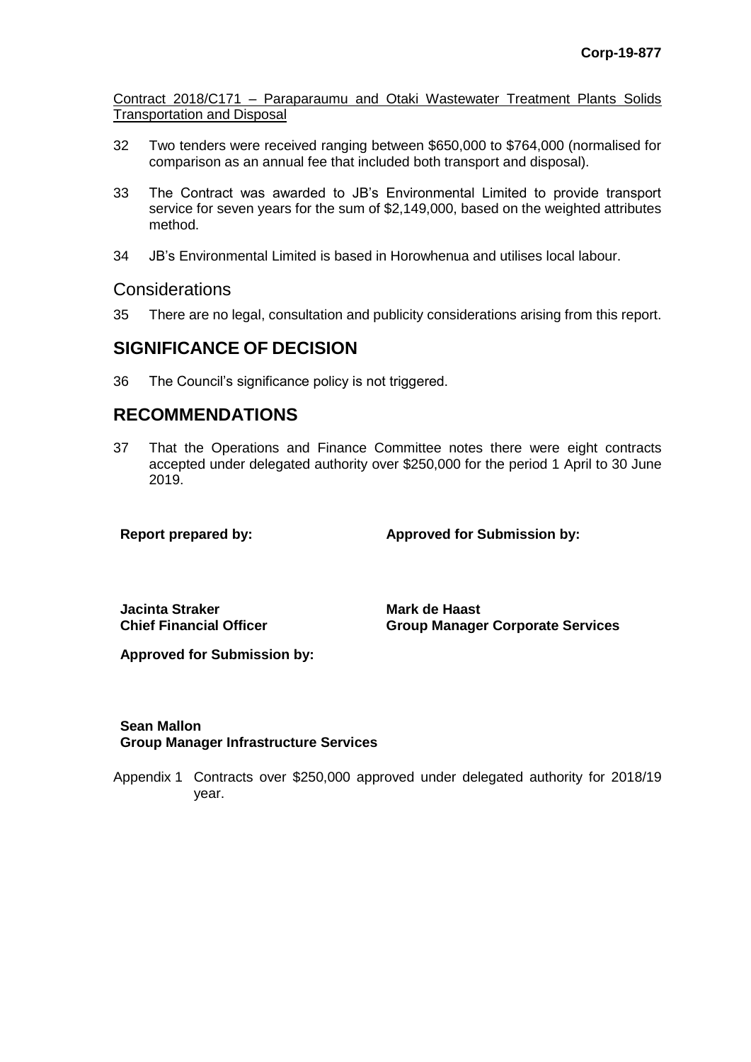Contract 2018/C171 – Paraparaumu and Otaki Wastewater Treatment Plants Solids Transportation and Disposal

32 Two tenders were received ranging between \$650,000 to \$764,000 (normalised for comparison as an annual fee that included both transport and disposal).

33 The Contract was awarded to JB's Environmental Limited to provide transport service for seven years for the sum of \$2,149,000, based on the weighted attributes method.

34 JB's Environmental Limited is based in Horowhenua and utilises local labour.

## Considerations

35 There are no legal, consultation and publicity considerations arising from this report.

# SIGNIFICANCE OF DECISION

36 The Council's significance policy is not triggered.

# RECOMMENDATIONS

37 That the Operations and Finance Committee notes there were eight contracts accepted under delegated authority over \$250,000 for the period 1 April to 30 June 2019.

| Report prepared by: | Approved for Submission by: |
|---|---|
| **Jacinta Straker**<br>**Chief Financial Officer** | **Mark de Haast**<br>**Group Manager Corporate Services** |

**Approved for Submission by:**

**Sean Mallon**
**Group Manager Infrastructure Services**

Appendix 1 Contracts over \$250,000 approved under delegated authority for 2018/19 year.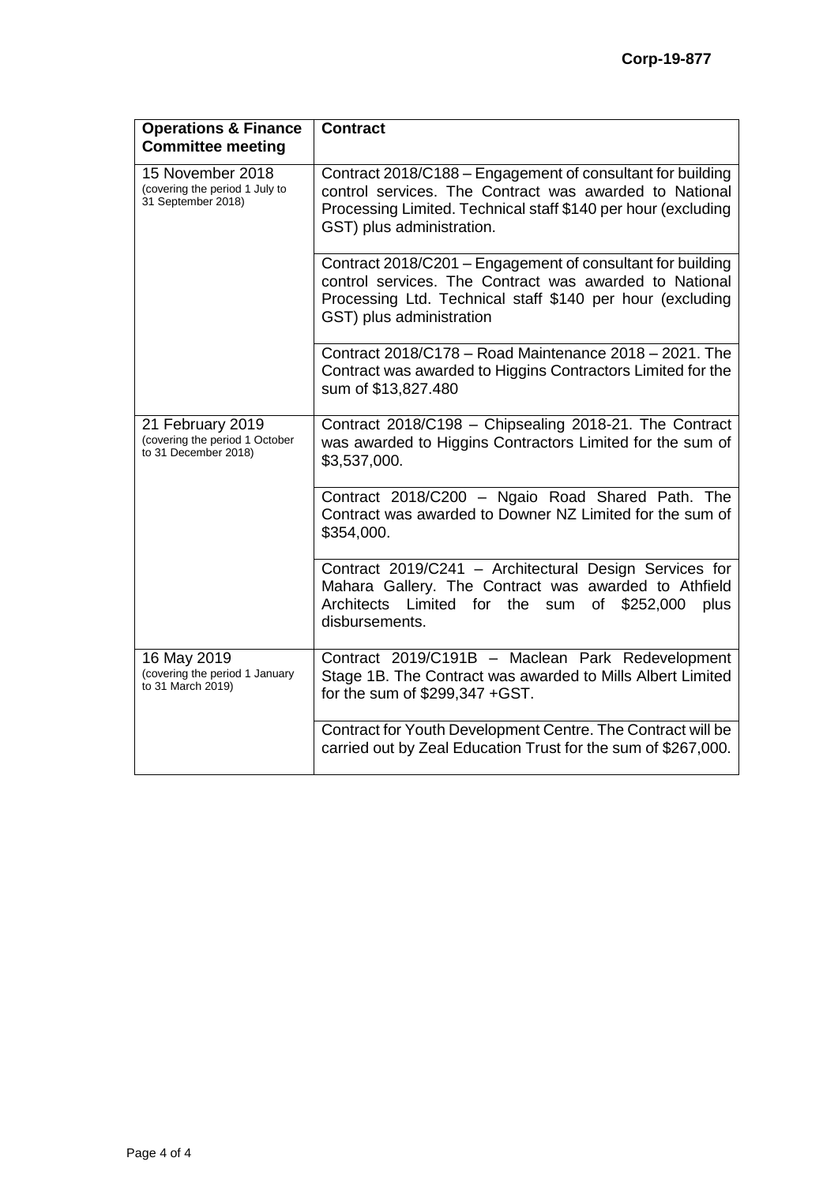| Operations & Finance Committee meeting | Contract |
|---|---|
| 15 November 2018 (covering the period 1 July to 31 September 2018) | Contract 2018/C188 – Engagement of consultant for building control services. The Contract was awarded to National Processing Limited. Technical staff $140 per hour (excluding GST) plus administration. |
| | Contract 2018/C201 – Engagement of consultant for building control services. The Contract was awarded to National Processing Ltd. Technical staff $140 per hour (excluding GST) plus administration |
| | Contract 2018/C178 – Road Maintenance 2018 – 2021. The Contract was awarded to Higgins Contractors Limited for the sum of $13,827.480 |
| 21 February 2019 (covering the period 1 October to 31 December 2018) | Contract 2018/C198 – Chipsealing 2018-21. The Contract was awarded to Higgins Contractors Limited for the sum of $3,537,000. |
| | Contract 2018/C200 – Ngaio Road Shared Path. The Contract was awarded to Downer NZ Limited for the sum of $354,000. |
| | Contract 2019/C241 – Architectural Design Services for Mahara Gallery. The Contract was awarded to Athfield Architects Limited for the sum of $252,000 plus disbursements. |
| 16 May 2019 (covering the period 1 January to 31 March 2019) | Contract 2019/C191B – Maclean Park Redevelopment Stage 1B. The Contract was awarded to Mills Albert Limited for the sum of $299,347 +GST. |
| | Contract for Youth Development Centre. The Contract will be carried out by Zeal Education Trust for the sum of $267,000. |